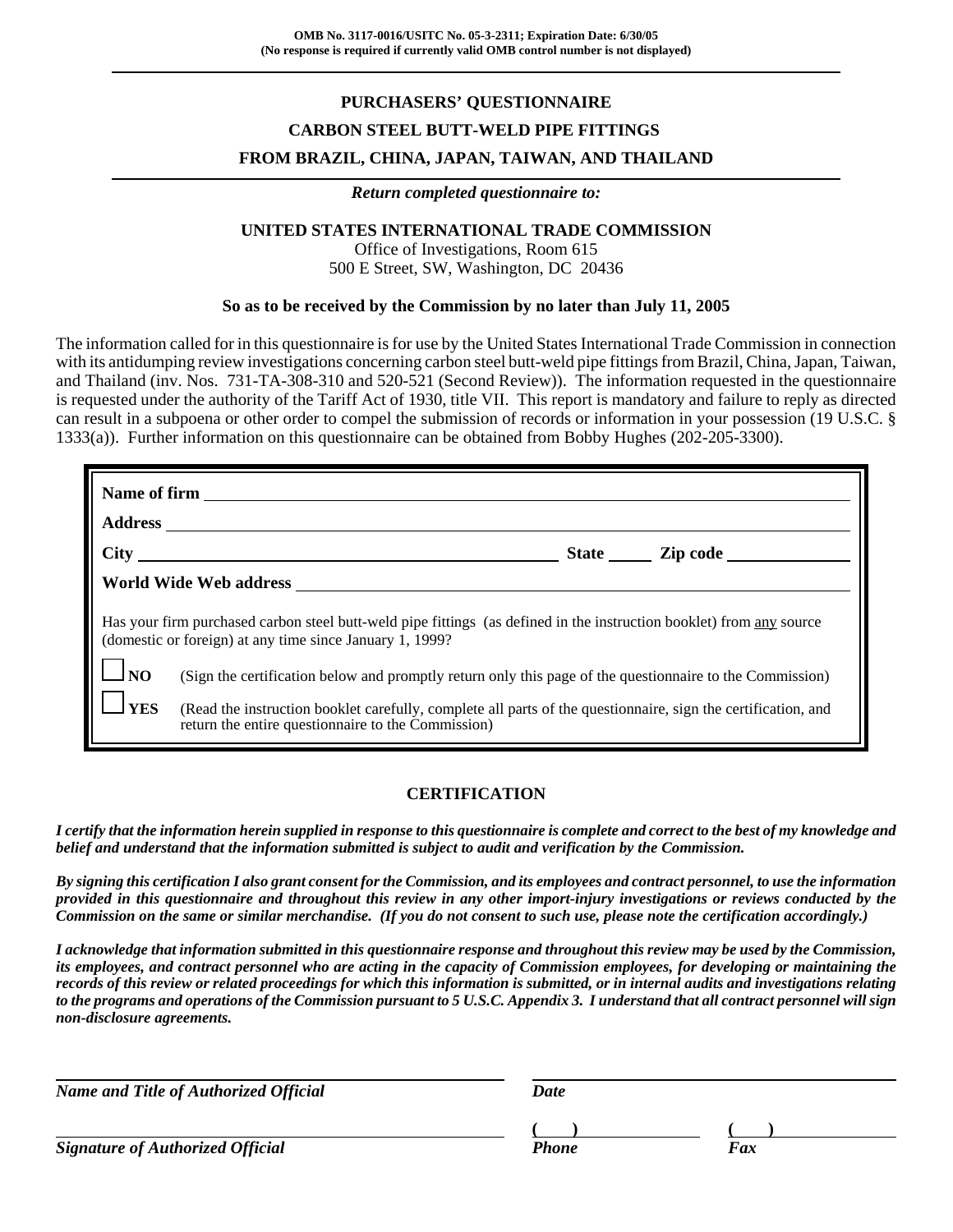**OMB No. 3117-0016/USITC No. 05-3-2311; Expiration Date: 6/30/05**
**(No response is required if currently valid OMB control number is not displayed)**

# PURCHASERS' QUESTIONNAIRE

## CARBON STEEL BUTT-WELD PIPE FITTINGS

## FROM BRAZIL, CHINA, JAPAN, TAIWAN, AND THAILAND

***Return completed questionnaire to:***

**UNITED STATES INTERNATIONAL TRADE COMMISSION**
Office of Investigations, Room 615
500 E Street, SW, Washington, DC 20436

**So as to be received by the Commission by no later than July 11, 2005**

The information called for in this questionnaire is for use by the United States International Trade Commission in connection with its antidumping review investigations concerning carbon steel butt-weld pipe fittings from Brazil, China, Japan, Taiwan, and Thailand (inv. Nos. 731-TA-308-310 and 520-521 (Second Review)). The information requested in the questionnaire is requested under the authority of the Tariff Act of 1930, title VII. This report is mandatory and failure to reply as directed can result in a subpoena or other order to compel the submission of records or information in your possession (19 U.S.C. § 1333(a)). Further information on this questionnaire can be obtained from Bobby Hughes (202-205-3300).

**Name of firm** ____________________

**Address** ____________________

**City** ____________________ **State** ______ **Zip code** ______________

**World Wide Web address** ____________________

Has your firm purchased carbon steel butt-weld pipe fittings (as defined in the instruction booklet) from any source (domestic or foreign) at any time since January 1, 1999?

☐ **NO** (Sign the certification below and promptly return only this page of the questionnaire to the Commission)

☐ **YES** (Read the instruction booklet carefully, complete all parts of the questionnaire, sign the certification, and return the entire questionnaire to the Commission)

## CERTIFICATION

***I certify that the information herein supplied in response to this questionnaire is complete and correct to the best of my knowledge and belief and understand that the information submitted is subject to audit and verification by the Commission.***

***By signing this certification I also grant consent for the Commission, and its employees and contract personnel, to use the information provided in this questionnaire and throughout this review in any other import-injury investigations or reviews conducted by the Commission on the same or similar merchandise. (If you do not consent to such use, please note the certification accordingly.)***

***I acknowledge that information submitted in this questionnaire response and throughout this review may be used by the Commission, its employees, and contract personnel who are acting in the capacity of Commission employees, for developing or maintaining the records of this review or related proceedings for which this information is submitted, or in internal audits and investigations relating to the programs and operations of the Commission pursuant to 5 U.S.C. Appendix 3. I understand that all contract personnel will sign non-disclosure agreements.***

____________________ ____________________
***Name and Title of Authorized Official*** ***Date***

____________________ (   ) __________ (   ) __________
***Signature of Authorized Official*** ***Phone*** ***Fax***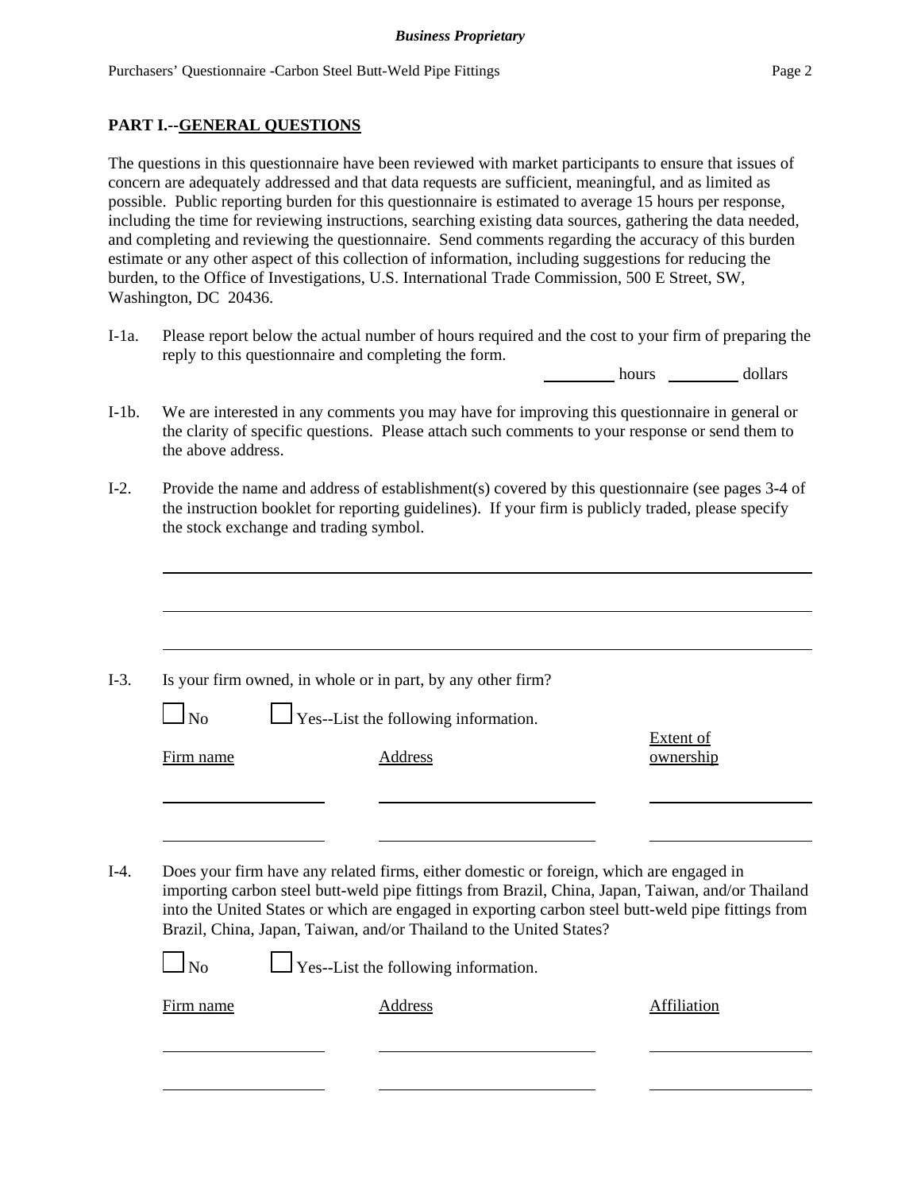## PART I.--GENERAL QUESTIONS

The questions in this questionnaire have been reviewed with market participants to ensure that issues of concern are adequately addressed and that data requests are sufficient, meaningful, and as limited as possible. Public reporting burden for this questionnaire is estimated to average 15 hours per response, including the time for reviewing instructions, searching existing data sources, gathering the data needed, and completing and reviewing the questionnaire. Send comments regarding the accuracy of this burden estimate or any other aspect of this collection of information, including suggestions for reducing the burden, to the Office of Investigations, U.S. International Trade Commission, 500 E Street, SW, Washington, DC 20436.

I-1a. Please report below the actual number of hours required and the cost to your firm of preparing the reply to this questionnaire and completing the form.

_________ hours _________ dollars

I-1b. We are interested in any comments you may have for improving this questionnaire in general or the clarity of specific questions. Please attach such comments to your response or send them to the above address.

I-2. Provide the name and address of establishment(s) covered by this questionnaire (see pages 3-4 of the instruction booklet for reporting guidelines). If your firm is publicly traded, please specify the stock exchange and trading symbol.

______________________________________________________________

______________________________________________________________

______________________________________________________________

I-3. Is your firm owned, in whole or in part, by any other firm?

☐ No ☐ Yes--List the following information.

| Firm name | Address | Extent of ownership |
| --- | --- | --- |
| | | |
| | | |

I-4. Does your firm have any related firms, either domestic or foreign, which are engaged in importing carbon steel butt-weld pipe fittings from Brazil, China, Japan, Taiwan, and/or Thailand into the United States or which are engaged in exporting carbon steel butt-weld pipe fittings from Brazil, China, Japan, Taiwan, and/or Thailand to the United States?

☐ No ☐ Yes--List the following information.

| Firm name | Address | Affiliation |
| --- | --- | --- |
| | | |
| | | |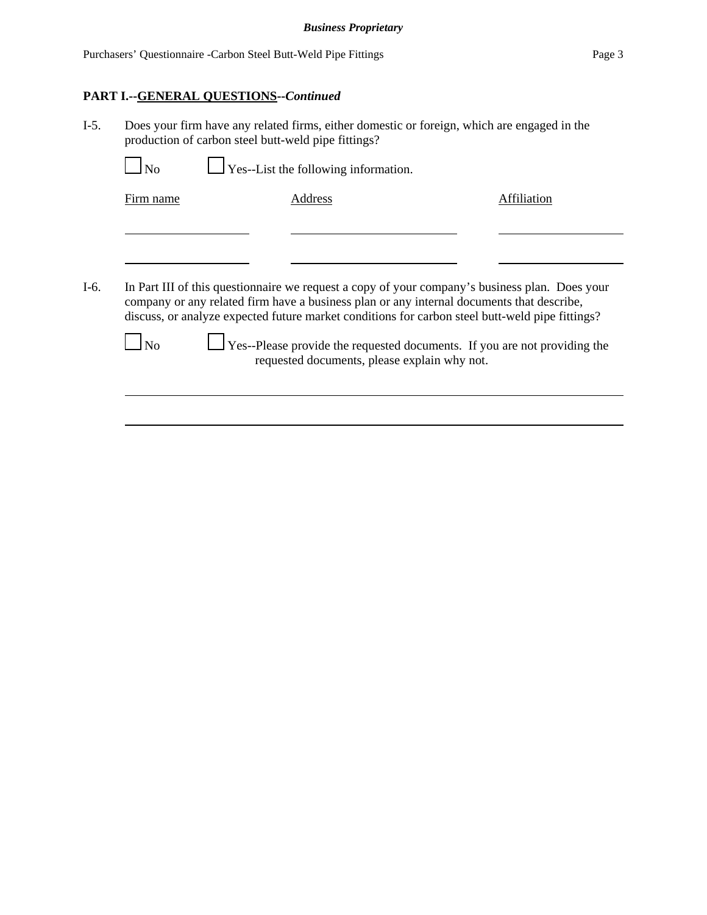## PART I.--GENERAL QUESTIONS--*Continued*

I-5. Does your firm have any related firms, either domestic or foreign, which are engaged in the production of carbon steel butt-weld pipe fittings?

☐ No ☐ Yes--List the following information.

| Firm name | Address | Affiliation |
|---|---|---|
| | | |
| | | |

I-6. In Part III of this questionnaire we request a copy of your company's business plan. Does your company or any related firm have a business plan or any internal documents that describe, discuss, or analyze expected future market conditions for carbon steel butt-weld pipe fittings?

☐ No ☐ Yes--Please provide the requested documents. If you are not providing the requested documents, please explain why not.

______________________________________________________________________________

______________________________________________________________________________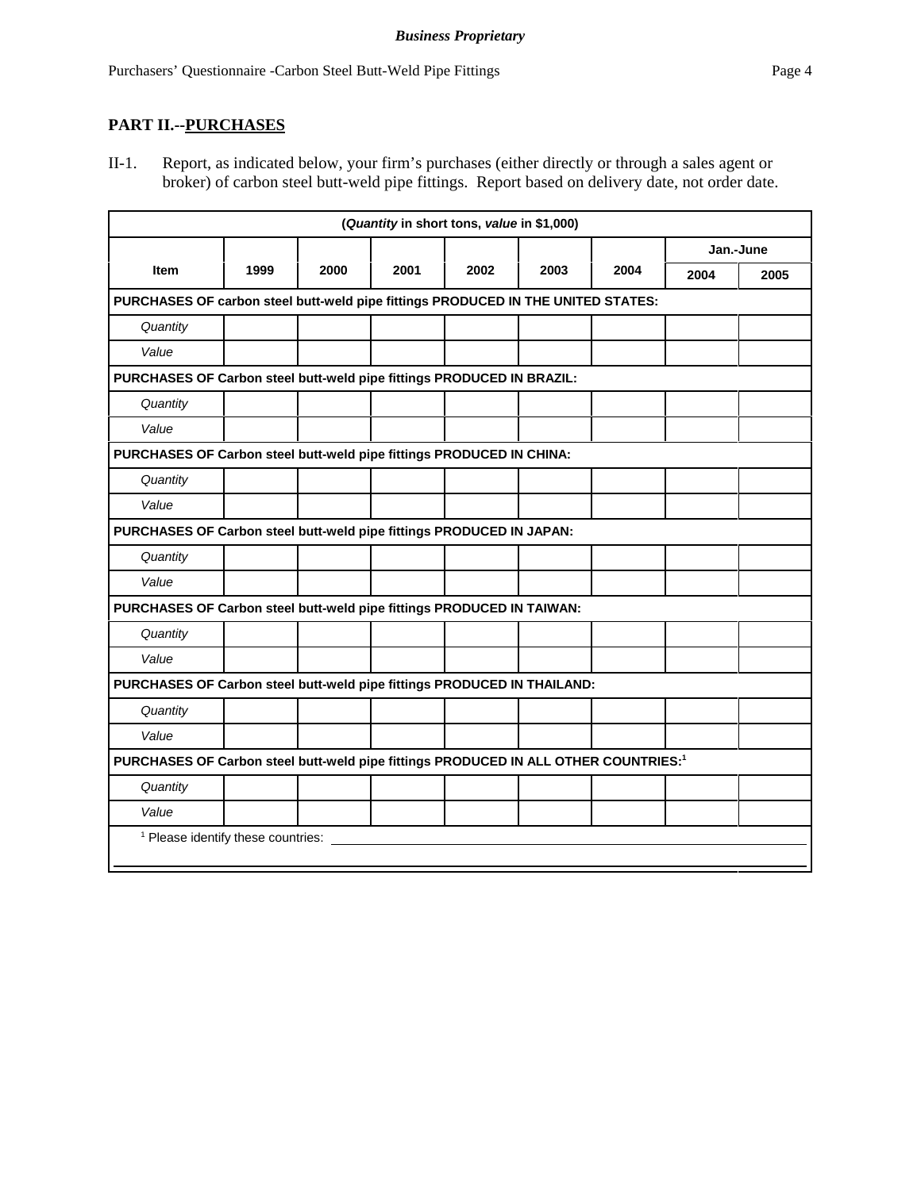## PART II.--PURCHASES

II-1. Report, as indicated below, your firm's purchases (either directly or through a sales agent or broker) of carbon steel butt-weld pipe fittings. Report based on delivery date, not order date.

| (*Quantity* in short tons, *value* in $1,000) | | | | | | | | |
|---|---|---|---|---|---|---|---|---|
| | | | | | | | Jan.-June | |
| Item | 1999 | 2000 | 2001 | 2002 | 2003 | 2004 | 2004 | 2005 |
| **PURCHASES OF carbon steel butt-weld pipe fittings PRODUCED IN THE UNITED STATES:** | | | | | | | | |
| *Quantity* | | | | | | | | |
| *Value* | | | | | | | | |
| **PURCHASES OF Carbon steel butt-weld pipe fittings PRODUCED IN BRAZIL:** | | | | | | | | |
| *Quantity* | | | | | | | | |
| *Value* | | | | | | | | |
| **PURCHASES OF Carbon steel butt-weld pipe fittings PRODUCED IN CHINA:** | | | | | | | | |
| *Quantity* | | | | | | | | |
| *Value* | | | | | | | | |
| **PURCHASES OF Carbon steel butt-weld pipe fittings PRODUCED IN JAPAN:** | | | | | | | | |
| *Quantity* | | | | | | | | |
| *Value* | | | | | | | | |
| **PURCHASES OF Carbon steel butt-weld pipe fittings PRODUCED IN TAIWAN:** | | | | | | | | |
| *Quantity* | | | | | | | | |
| *Value* | | | | | | | | |
| **PURCHASES OF Carbon steel butt-weld pipe fittings PRODUCED IN THAILAND:** | | | | | | | | |
| *Quantity* | | | | | | | | |
| *Value* | | | | | | | | |
| **PURCHASES OF Carbon steel butt-weld pipe fittings PRODUCED IN ALL OTHER COUNTRIES:[1]** | | | | | | | | |
| *Quantity* | | | | | | | | |
| *Value* | | | | | | | | |

[1] Please identify these countries: \_\_\_\_\_\_\_\_\_\_\_\_\_\_\_\_\_\_\_\_\_\_\_\_\_\_\_\_\_\_\_\_\_\_\_\_\_\_\_\_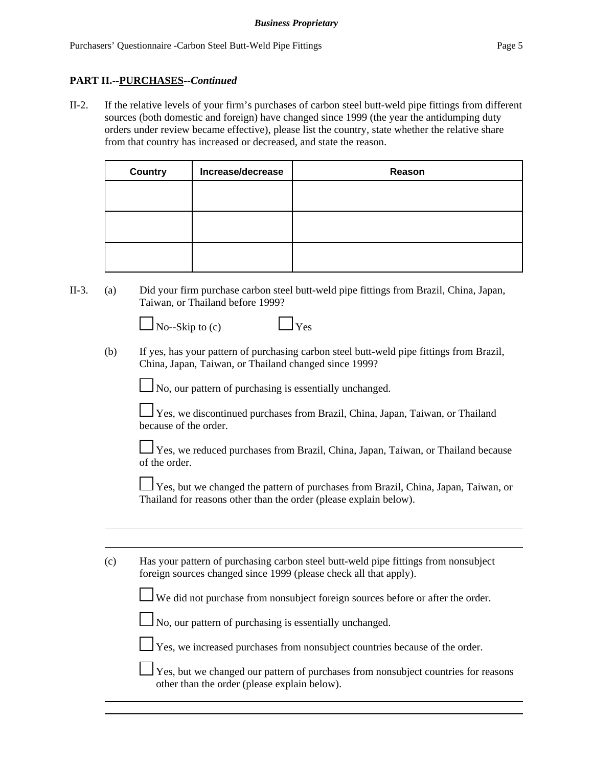**PART II.--PURCHASES--*Continued***

II-2. If the relative levels of your firm's purchases of carbon steel butt-weld pipe fittings from different sources (both domestic and foreign) have changed since 1999 (the year the antidumping duty orders under review became effective), please list the country, state whether the relative share from that country has increased or decreased, and state the reason.

| Country | Increase/decrease | Reason |
|---|---|---|
| | | |
| | | |
| | | |

II-3. (a) Did your firm purchase carbon steel butt-weld pipe fittings from Brazil, China, Japan, Taiwan, or Thailand before 1999?

☐ No--Skip to (c)    ☐ Yes

(b) If yes, has your pattern of purchasing carbon steel butt-weld pipe fittings from Brazil, China, Japan, Taiwan, or Thailand changed since 1999?

☐ No, our pattern of purchasing is essentially unchanged.

☐ Yes, we discontinued purchases from Brazil, China, Japan, Taiwan, or Thailand because of the order.

☐ Yes, we reduced purchases from Brazil, China, Japan, Taiwan, or Thailand because of the order.

☐ Yes, but we changed the pattern of purchases from Brazil, China, Japan, Taiwan, or Thailand for reasons other than the order (please explain below).

______________________________________________________________________

______________________________________________________________________

(c) Has your pattern of purchasing carbon steel butt-weld pipe fittings from nonsubject foreign sources changed since 1999 (please check all that apply).

☐ We did not purchase from nonsubject foreign sources before or after the order.

☐ No, our pattern of purchasing is essentially unchanged.

☐ Yes, we increased purchases from nonsubject countries because of the order.

☐ Yes, but we changed our pattern of purchases from nonsubject countries for reasons other than the order (please explain below).

______________________________________________________________________

______________________________________________________________________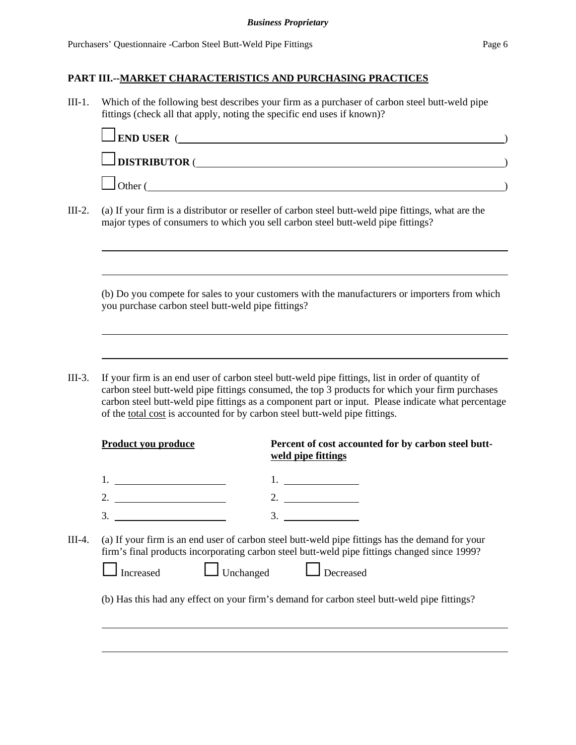## PART III.--MARKET CHARACTERISTICS AND PURCHASING PRACTICES

III-1. Which of the following best describes your firm as a purchaser of carbon steel butt-weld pipe fittings (check all that apply, noting the specific end uses if known)?

☐ **END USER** (________________________________________)

☐ **DISTRIBUTOR** (________________________________________)

☐ Other (________________________________________)

III-2. (a) If your firm is a distributor or reseller of carbon steel butt-weld pipe fittings, what are the major types of consumers to which you sell carbon steel butt-weld pipe fittings?

________________________________________

________________________________________

(b) Do you compete for sales to your customers with the manufacturers or importers from which you purchase carbon steel butt-weld pipe fittings?

________________________________________

________________________________________

III-3. If your firm is an end user of carbon steel butt-weld pipe fittings, list in order of quantity of carbon steel butt-weld pipe fittings consumed, the top 3 products for which your firm purchases carbon steel butt-weld pipe fittings as a component part or input. Please indicate what percentage of the total cost is accounted for by carbon steel butt-weld pipe fittings.

| **Product you produce** | **Percent of cost accounted for by carbon steel butt-weld pipe fittings** |
|---|---|
| 1. ____________ | 1. ____________ |
| 2. ____________ | 2. ____________ |
| 3. ____________ | 3. ____________ |

III-4. (a) If your firm is an end user of carbon steel butt-weld pipe fittings has the demand for your firm's final products incorporating carbon steel butt-weld pipe fittings changed since 1999?

☐ Increased ☐ Unchanged ☐ Decreased

(b) Has this had any effect on your firm's demand for carbon steel butt-weld pipe fittings?

________________________________________

________________________________________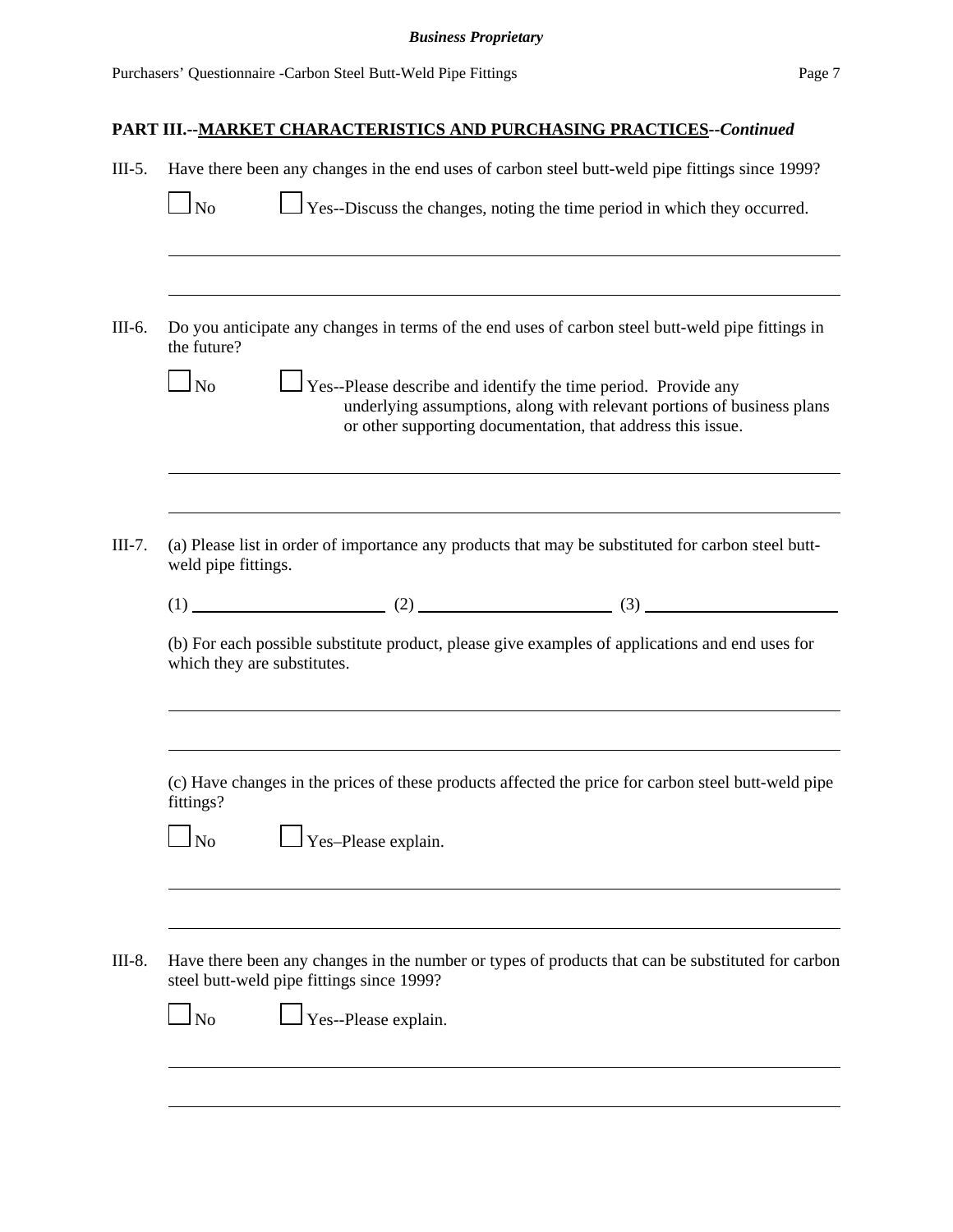## PART III.--MARKET CHARACTERISTICS AND PURCHASING PRACTICES--*Continued*

III-5. Have there been any changes in the end uses of carbon steel butt-weld pipe fittings since 1999?

☐ No ☐ Yes--Discuss the changes, noting the time period in which they occurred.

______________________________________________________________________________

______________________________________________________________________________

III-6. Do you anticipate any changes in terms of the end uses of carbon steel butt-weld pipe fittings in the future?

☐ No ☐ Yes--Please describe and identify the time period. Provide any underlying assumptions, along with relevant portions of business plans or other supporting documentation, that address this issue.

______________________________________________________________________________

______________________________________________________________________________

III-7. (a) Please list in order of importance any products that may be substituted for carbon steel butt-weld pipe fittings.

(1) ____________________ (2) ____________________ (3) ____________________

(b) For each possible substitute product, please give examples of applications and end uses for which they are substitutes.

______________________________________________________________________________

______________________________________________________________________________

(c) Have changes in the prices of these products affected the price for carbon steel butt-weld pipe fittings?

☐ No ☐ Yes–Please explain.

______________________________________________________________________________

______________________________________________________________________________

III-8. Have there been any changes in the number or types of products that can be substituted for carbon steel butt-weld pipe fittings since 1999?

☐ No ☐ Yes--Please explain.

______________________________________________________________________________

______________________________________________________________________________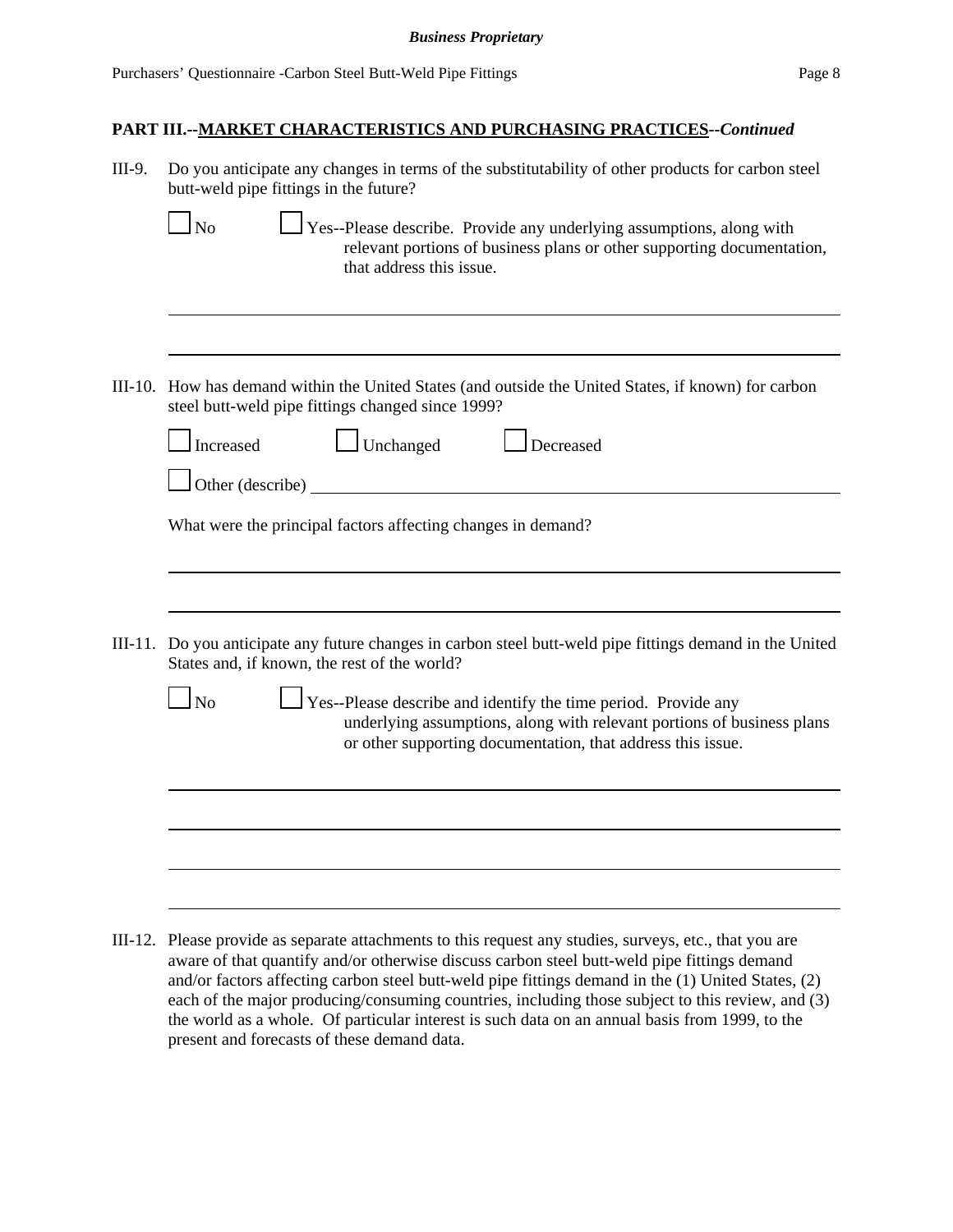## PART III.--MARKET CHARACTERISTICS AND PURCHASING PRACTICES--*Continued*

III-9. Do you anticipate any changes in terms of the substitutability of other products for carbon steel butt-weld pipe fittings in the future?

☐ No ☐ Yes--Please describe. Provide any underlying assumptions, along with relevant portions of business plans or other supporting documentation, that address this issue.

\_\_\_\_\_\_\_\_\_\_\_\_\_\_\_\_\_\_\_\_\_\_\_\_\_\_\_\_\_\_\_\_\_\_\_\_\_\_\_\_\_\_\_\_\_\_\_\_\_\_\_\_\_\_\_\_\_\_\_\_\_\_\_\_\_\_\_\_\_\_\_\_

\_\_\_\_\_\_\_\_\_\_\_\_\_\_\_\_\_\_\_\_\_\_\_\_\_\_\_\_\_\_\_\_\_\_\_\_\_\_\_\_\_\_\_\_\_\_\_\_\_\_\_\_\_\_\_\_\_\_\_\_\_\_\_\_\_\_\_\_\_\_\_\_

III-10. How has demand within the United States (and outside the United States, if known) for carbon steel butt-weld pipe fittings changed since 1999?

☐ Increased ☐ Unchanged ☐ Decreased

☐ Other (describe) \_\_\_\_\_\_\_\_\_\_\_\_\_\_\_\_\_\_\_\_\_\_\_\_\_\_\_\_\_\_\_\_\_\_\_\_\_\_\_\_\_\_\_\_\_\_\_\_\_\_\_\_\_\_

What were the principal factors affecting changes in demand?

\_\_\_\_\_\_\_\_\_\_\_\_\_\_\_\_\_\_\_\_\_\_\_\_\_\_\_\_\_\_\_\_\_\_\_\_\_\_\_\_\_\_\_\_\_\_\_\_\_\_\_\_\_\_\_\_\_\_\_\_\_\_\_\_\_\_\_\_\_\_\_\_

\_\_\_\_\_\_\_\_\_\_\_\_\_\_\_\_\_\_\_\_\_\_\_\_\_\_\_\_\_\_\_\_\_\_\_\_\_\_\_\_\_\_\_\_\_\_\_\_\_\_\_\_\_\_\_\_\_\_\_\_\_\_\_\_\_\_\_\_\_\_\_\_

III-11. Do you anticipate any future changes in carbon steel butt-weld pipe fittings demand in the United States and, if known, the rest of the world?

☐ No ☐ Yes--Please describe and identify the time period. Provide any underlying assumptions, along with relevant portions of business plans or other supporting documentation, that address this issue.

\_\_\_\_\_\_\_\_\_\_\_\_\_\_\_\_\_\_\_\_\_\_\_\_\_\_\_\_\_\_\_\_\_\_\_\_\_\_\_\_\_\_\_\_\_\_\_\_\_\_\_\_\_\_\_\_\_\_\_\_\_\_\_\_\_\_\_\_\_\_\_\_

\_\_\_\_\_\_\_\_\_\_\_\_\_\_\_\_\_\_\_\_\_\_\_\_\_\_\_\_\_\_\_\_\_\_\_\_\_\_\_\_\_\_\_\_\_\_\_\_\_\_\_\_\_\_\_\_\_\_\_\_\_\_\_\_\_\_\_\_\_\_\_\_

\_\_\_\_\_\_\_\_\_\_\_\_\_\_\_\_\_\_\_\_\_\_\_\_\_\_\_\_\_\_\_\_\_\_\_\_\_\_\_\_\_\_\_\_\_\_\_\_\_\_\_\_\_\_\_\_\_\_\_\_\_\_\_\_\_\_\_\_\_\_\_\_

\_\_\_\_\_\_\_\_\_\_\_\_\_\_\_\_\_\_\_\_\_\_\_\_\_\_\_\_\_\_\_\_\_\_\_\_\_\_\_\_\_\_\_\_\_\_\_\_\_\_\_\_\_\_\_\_\_\_\_\_\_\_\_\_\_\_\_\_\_\_\_\_

III-12. Please provide as separate attachments to this request any studies, surveys, etc., that you are aware of that quantify and/or otherwise discuss carbon steel butt-weld pipe fittings demand and/or factors affecting carbon steel butt-weld pipe fittings demand in the (1) United States, (2) each of the major producing/consuming countries, including those subject to this review, and (3) the world as a whole. Of particular interest is such data on an annual basis from 1999, to the present and forecasts of these demand data.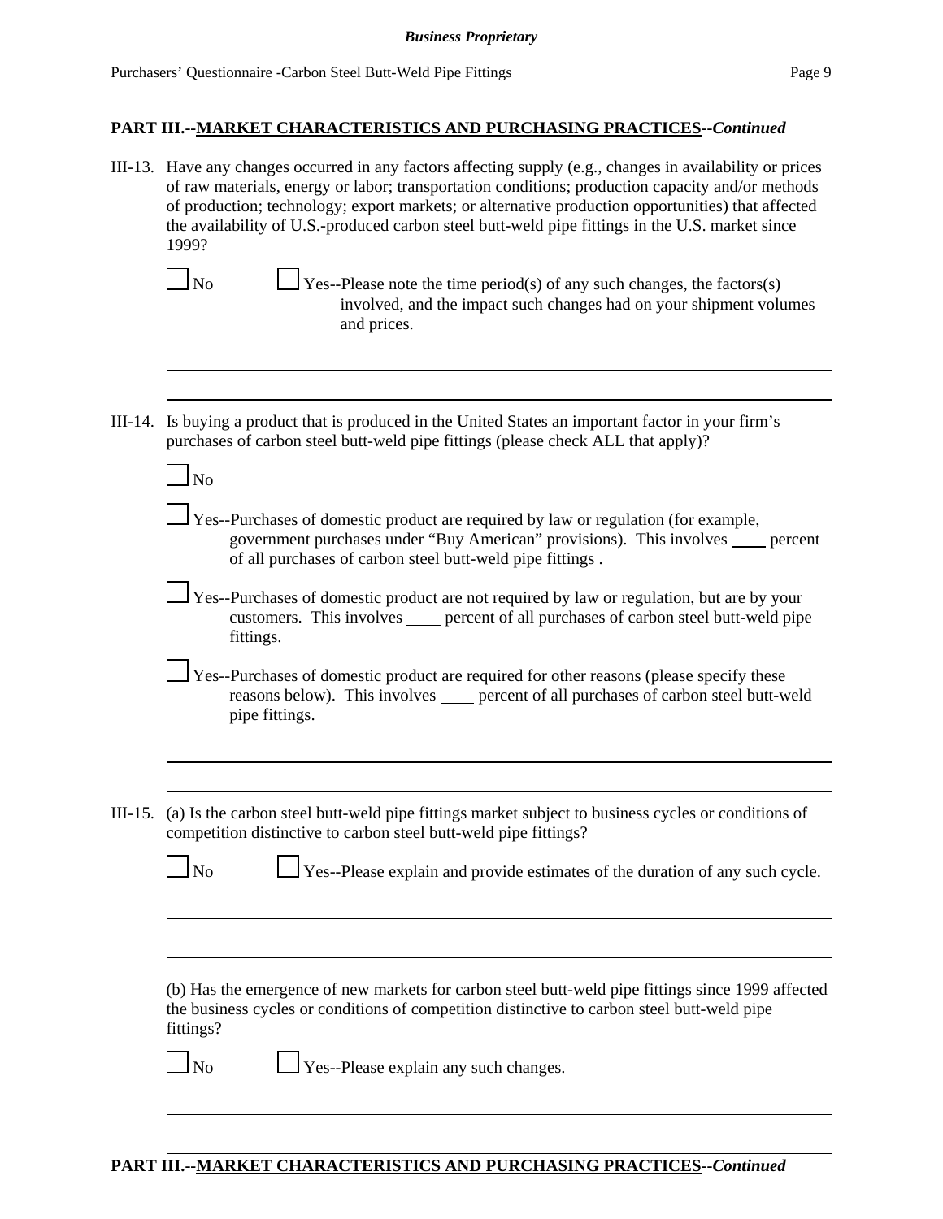## PART III.--MARKET CHARACTERISTICS AND PURCHASING PRACTICES--*Continued*

III-13. Have any changes occurred in any factors affecting supply (e.g., changes in availability or prices of raw materials, energy or labor; transportation conditions; production capacity and/or methods of production; technology; export markets; or alternative production opportunities) that affected the availability of U.S.-produced carbon steel butt-weld pipe fittings in the U.S. market since 1999?

☐ No ☐ Yes--Please note the time period(s) of any such changes, the factors(s) involved, and the impact such changes had on your shipment volumes and prices.

III-14. Is buying a product that is produced in the United States an important factor in your firm's purchases of carbon steel butt-weld pipe fittings (please check ALL that apply)?

☐ No

☐ Yes--Purchases of domestic product are required by law or regulation (for example, government purchases under "Buy American" provisions). This involves ____ percent of all purchases of carbon steel butt-weld pipe fittings .

☐ Yes--Purchases of domestic product are not required by law or regulation, but are by your customers. This involves ____ percent of all purchases of carbon steel butt-weld pipe fittings.

☐ Yes--Purchases of domestic product are required for other reasons (please specify these reasons below). This involves ____ percent of all purchases of carbon steel butt-weld pipe fittings.

III-15. (a) Is the carbon steel butt-weld pipe fittings market subject to business cycles or conditions of competition distinctive to carbon steel butt-weld pipe fittings?

☐ No ☐ Yes--Please explain and provide estimates of the duration of any such cycle.

(b) Has the emergence of new markets for carbon steel butt-weld pipe fittings since 1999 affected the business cycles or conditions of competition distinctive to carbon steel butt-weld pipe fittings?

☐ No ☐ Yes--Please explain any such changes.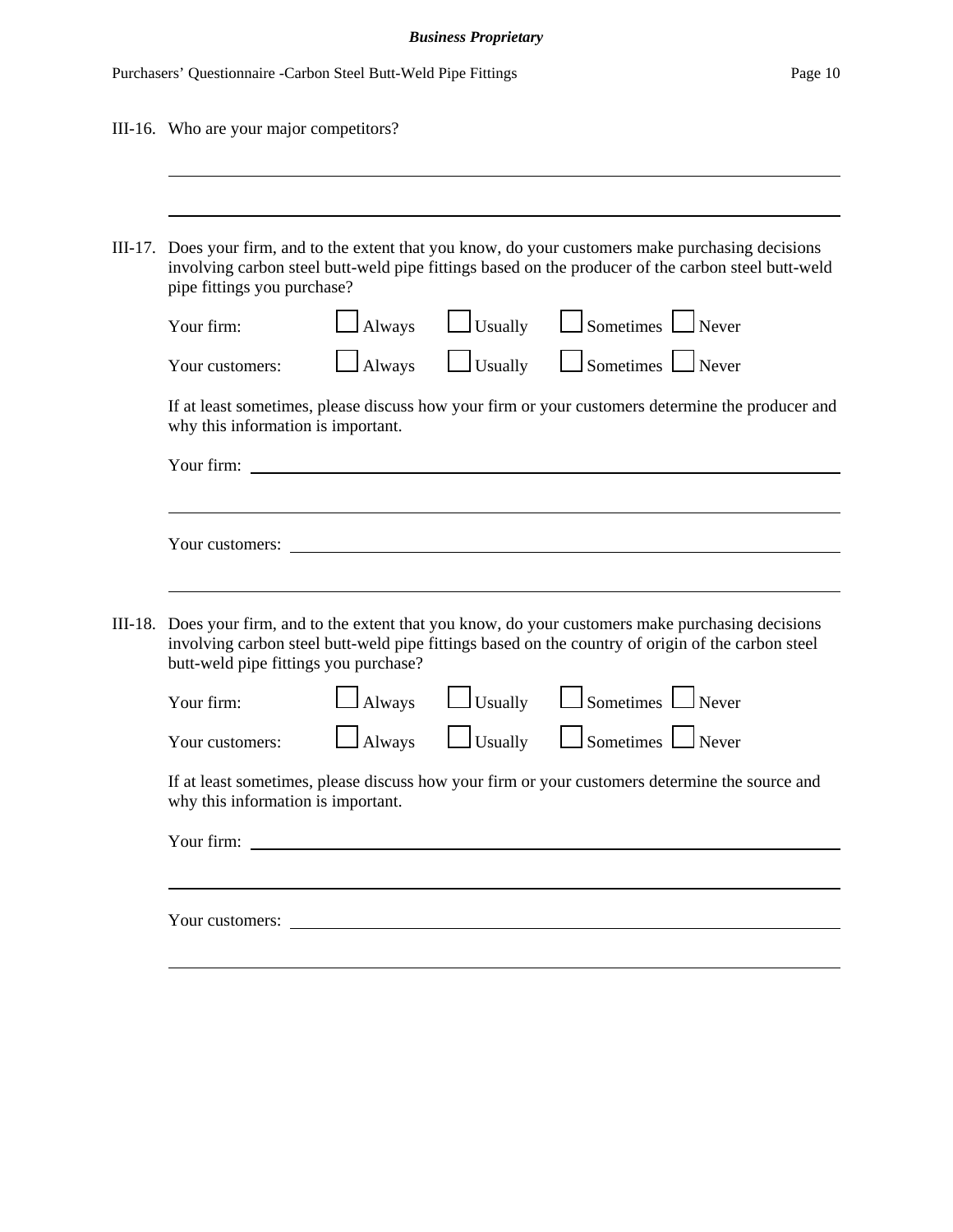III-16. Who are your major competitors?

\_\_\_\_\_\_\_\_\_\_\_\_\_\_\_\_\_\_\_\_\_\_\_\_\_\_\_\_\_\_\_\_\_\_\_\_\_\_\_\_\_\_\_\_\_\_\_\_\_\_\_\_\_\_\_\_\_\_\_\_\_\_\_\_\_\_\_\_\_\_\_\_

\_\_\_\_\_\_\_\_\_\_\_\_\_\_\_\_\_\_\_\_\_\_\_\_\_\_\_\_\_\_\_\_\_\_\_\_\_\_\_\_\_\_\_\_\_\_\_\_\_\_\_\_\_\_\_\_\_\_\_\_\_\_\_\_\_\_\_\_\_\_\_\_

III-17. Does your firm, and to the extent that you know, do your customers make purchasing decisions involving carbon steel butt-weld pipe fittings based on the producer of the carbon steel butt-weld pipe fittings you purchase?

Your firm: ☐ Always ☐ Usually ☐ Sometimes ☐ Never

Your customers: ☐ Always ☐ Usually ☐ Sometimes ☐ Never

If at least sometimes, please discuss how your firm or your customers determine the producer and why this information is important.

Your firm: \_\_\_\_\_\_\_\_\_\_\_\_\_\_\_\_\_\_\_\_\_\_\_\_\_\_\_\_\_\_\_\_\_\_\_\_\_\_\_\_\_\_\_\_\_\_\_\_\_\_\_\_\_\_\_\_\_\_\_\_\_\_

\_\_\_\_\_\_\_\_\_\_\_\_\_\_\_\_\_\_\_\_\_\_\_\_\_\_\_\_\_\_\_\_\_\_\_\_\_\_\_\_\_\_\_\_\_\_\_\_\_\_\_\_\_\_\_\_\_\_\_\_\_\_\_\_\_\_\_\_\_\_\_\_

Your customers: \_\_\_\_\_\_\_\_\_\_\_\_\_\_\_\_\_\_\_\_\_\_\_\_\_\_\_\_\_\_\_\_\_\_\_\_\_\_\_\_\_\_\_\_\_\_\_\_\_\_\_\_\_\_\_\_\_\_\_

\_\_\_\_\_\_\_\_\_\_\_\_\_\_\_\_\_\_\_\_\_\_\_\_\_\_\_\_\_\_\_\_\_\_\_\_\_\_\_\_\_\_\_\_\_\_\_\_\_\_\_\_\_\_\_\_\_\_\_\_\_\_\_\_\_\_\_\_\_\_\_\_

III-18. Does your firm, and to the extent that you know, do your customers make purchasing decisions involving carbon steel butt-weld pipe fittings based on the country of origin of the carbon steel butt-weld pipe fittings you purchase?

Your firm: ☐ Always ☐ Usually ☐ Sometimes ☐ Never

Your customers: ☐ Always ☐ Usually ☐ Sometimes ☐ Never

If at least sometimes, please discuss how your firm or your customers determine the source and why this information is important.

Your firm: \_\_\_\_\_\_\_\_\_\_\_\_\_\_\_\_\_\_\_\_\_\_\_\_\_\_\_\_\_\_\_\_\_\_\_\_\_\_\_\_\_\_\_\_\_\_\_\_\_\_\_\_\_\_\_\_\_\_\_\_\_\_

\_\_\_\_\_\_\_\_\_\_\_\_\_\_\_\_\_\_\_\_\_\_\_\_\_\_\_\_\_\_\_\_\_\_\_\_\_\_\_\_\_\_\_\_\_\_\_\_\_\_\_\_\_\_\_\_\_\_\_\_\_\_\_\_\_\_\_\_\_\_\_\_

Your customers: \_\_\_\_\_\_\_\_\_\_\_\_\_\_\_\_\_\_\_\_\_\_\_\_\_\_\_\_\_\_\_\_\_\_\_\_\_\_\_\_\_\_\_\_\_\_\_\_\_\_\_\_\_\_\_\_\_\_\_

\_\_\_\_\_\_\_\_\_\_\_\_\_\_\_\_\_\_\_\_\_\_\_\_\_\_\_\_\_\_\_\_\_\_\_\_\_\_\_\_\_\_\_\_\_\_\_\_\_\_\_\_\_\_\_\_\_\_\_\_\_\_\_\_\_\_\_\_\_\_\_\_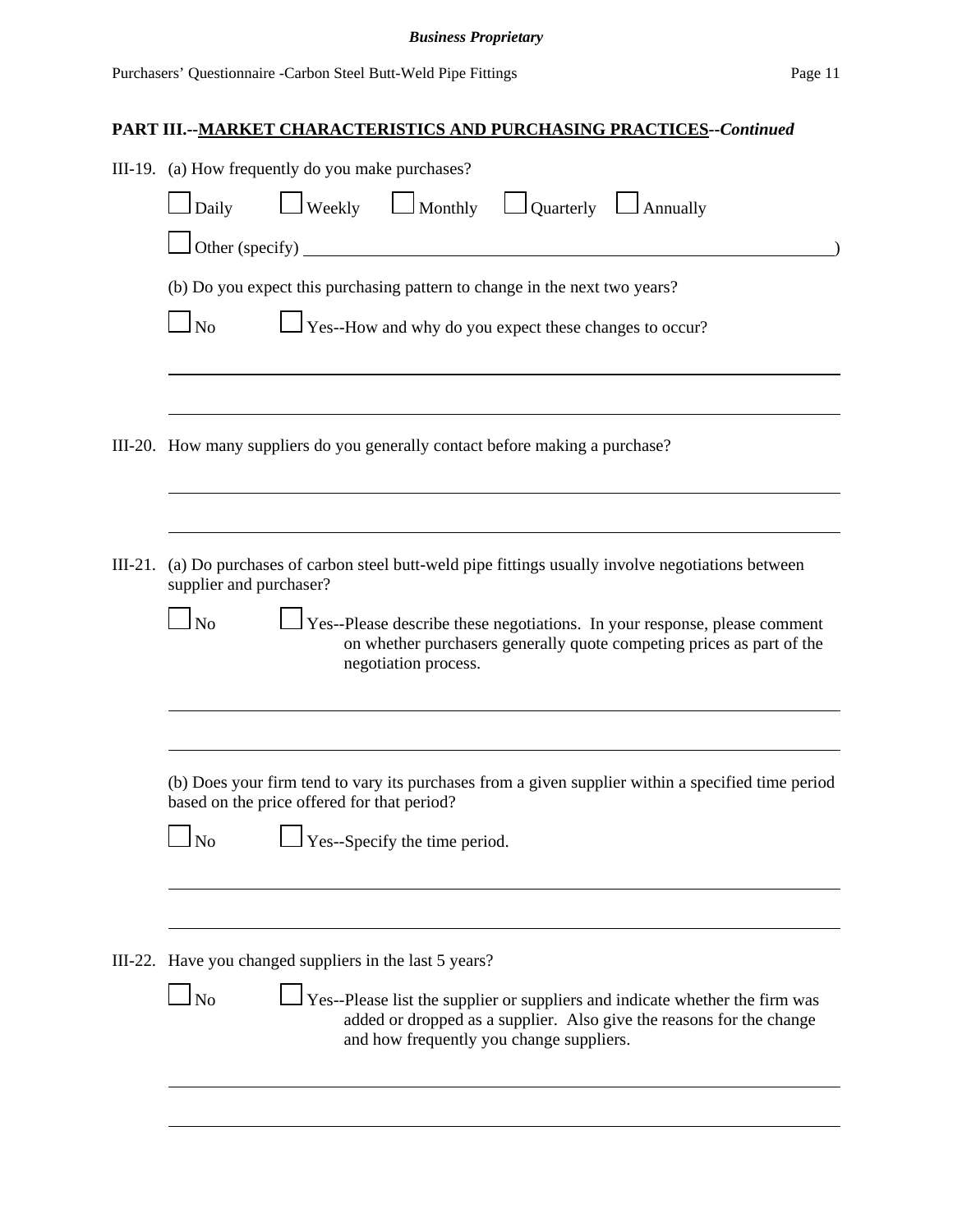## PART III.--MARKET CHARACTERISTICS AND PURCHASING PRACTICES--*Continued*

III-19. (a) How frequently do you make purchases?

☐ Daily ☐ Weekly ☐ Monthly ☐ Quarterly ☐ Annually

☐ Other (specify) ______________________________________________)

(b) Do you expect this purchasing pattern to change in the next two years?

☐ No ☐ Yes--How and why do you expect these changes to occur?

______________________________________________

______________________________________________

III-20. How many suppliers do you generally contact before making a purchase?

______________________________________________

______________________________________________

III-21. (a) Do purchases of carbon steel butt-weld pipe fittings usually involve negotiations between supplier and purchaser?

☐ No ☐ Yes--Please describe these negotiations. In your response, please comment on whether purchasers generally quote competing prices as part of the negotiation process.

______________________________________________

______________________________________________

(b) Does your firm tend to vary its purchases from a given supplier within a specified time period based on the price offered for that period?

☐ No ☐ Yes--Specify the time period.

______________________________________________

______________________________________________

III-22. Have you changed suppliers in the last 5 years?

☐ No ☐ Yes--Please list the supplier or suppliers and indicate whether the firm was added or dropped as a supplier. Also give the reasons for the change and how frequently you change suppliers.

______________________________________________

______________________________________________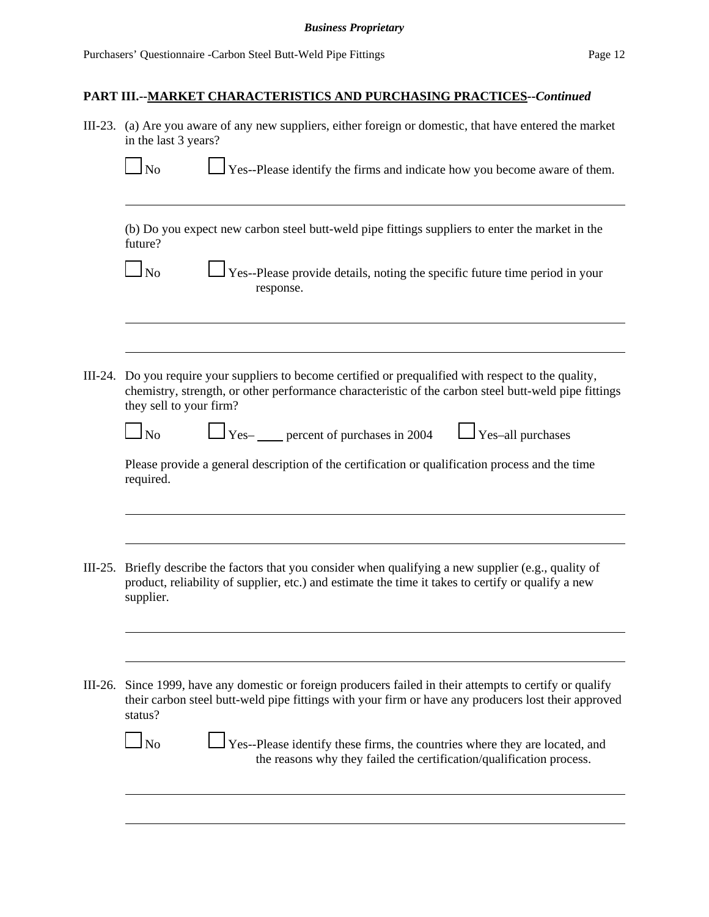**PART III.--MARKET CHARACTERISTICS AND PURCHASING PRACTICES--*Continued***

III-23. (a) Are you aware of any new suppliers, either foreign or domestic, that have entered the market in the last 3 years?

☐ No ☐ Yes--Please identify the firms and indicate how you become aware of them.

______________________________________________________________________

(b) Do you expect new carbon steel butt-weld pipe fittings suppliers to enter the market in the future?

☐ No ☐ Yes--Please provide details, noting the specific future time period in your response.

______________________________________________________________________

______________________________________________________________________

III-24. Do you require your suppliers to become certified or prequalified with respect to the quality, chemistry, strength, or other performance characteristic of the carbon steel butt-weld pipe fittings they sell to your firm?

☐ No ☐ Yes– ____ percent of purchases in 2004 ☐ Yes–all purchases

Please provide a general description of the certification or qualification process and the time required.

______________________________________________________________________

______________________________________________________________________

III-25. Briefly describe the factors that you consider when qualifying a new supplier (e.g., quality of product, reliability of supplier, etc.) and estimate the time it takes to certify or qualify a new supplier.

______________________________________________________________________

______________________________________________________________________

III-26. Since 1999, have any domestic or foreign producers failed in their attempts to certify or qualify their carbon steel butt-weld pipe fittings with your firm or have any producers lost their approved status?

☐ No ☐ Yes--Please identify these firms, the countries where they are located, and the reasons why they failed the certification/qualification process.

______________________________________________________________________

______________________________________________________________________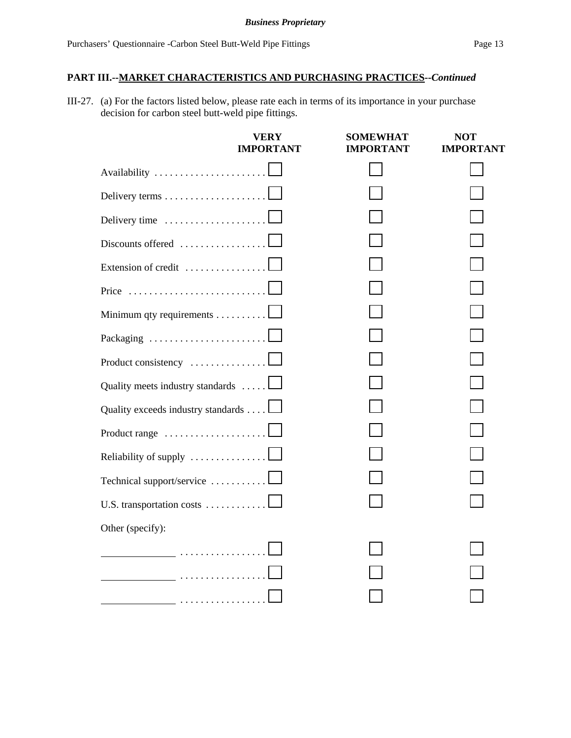## PART III.--MARKET CHARACTERISTICS AND PURCHASING PRACTICES--*Continued*

III-27. (a) For the factors listed below, please rate each in terms of its importance in your purchase decision for carbon steel butt-weld pipe fittings.

| | VERY IMPORTANT | SOMEWHAT IMPORTANT | NOT IMPORTANT |
|---|---|---|---|
| Availability | ☐ | ☐ | ☐ |
| Delivery terms | ☐ | ☐ | ☐ |
| Delivery time | ☐ | ☐ | ☐ |
| Discounts offered | ☐ | ☐ | ☐ |
| Extension of credit | ☐ | ☐ | ☐ |
| Price | ☐ | ☐ | ☐ |
| Minimum qty requirements | ☐ | ☐ | ☐ |
| Packaging | ☐ | ☐ | ☐ |
| Product consistency | ☐ | ☐ | ☐ |
| Quality meets industry standards | ☐ | ☐ | ☐ |
| Quality exceeds industry standards | ☐ | ☐ | ☐ |
| Product range | ☐ | ☐ | ☐ |
| Reliability of supply | ☐ | ☐ | ☐ |
| Technical support/service | ☐ | ☐ | ☐ |
| U.S. transportation costs | ☐ | ☐ | ☐ |
| Other (specify): | | | |
| ____________ | ☐ | ☐ | ☐ |
| ____________ | ☐ | ☐ | ☐ |
| ____________ | ☐ | ☐ | ☐ |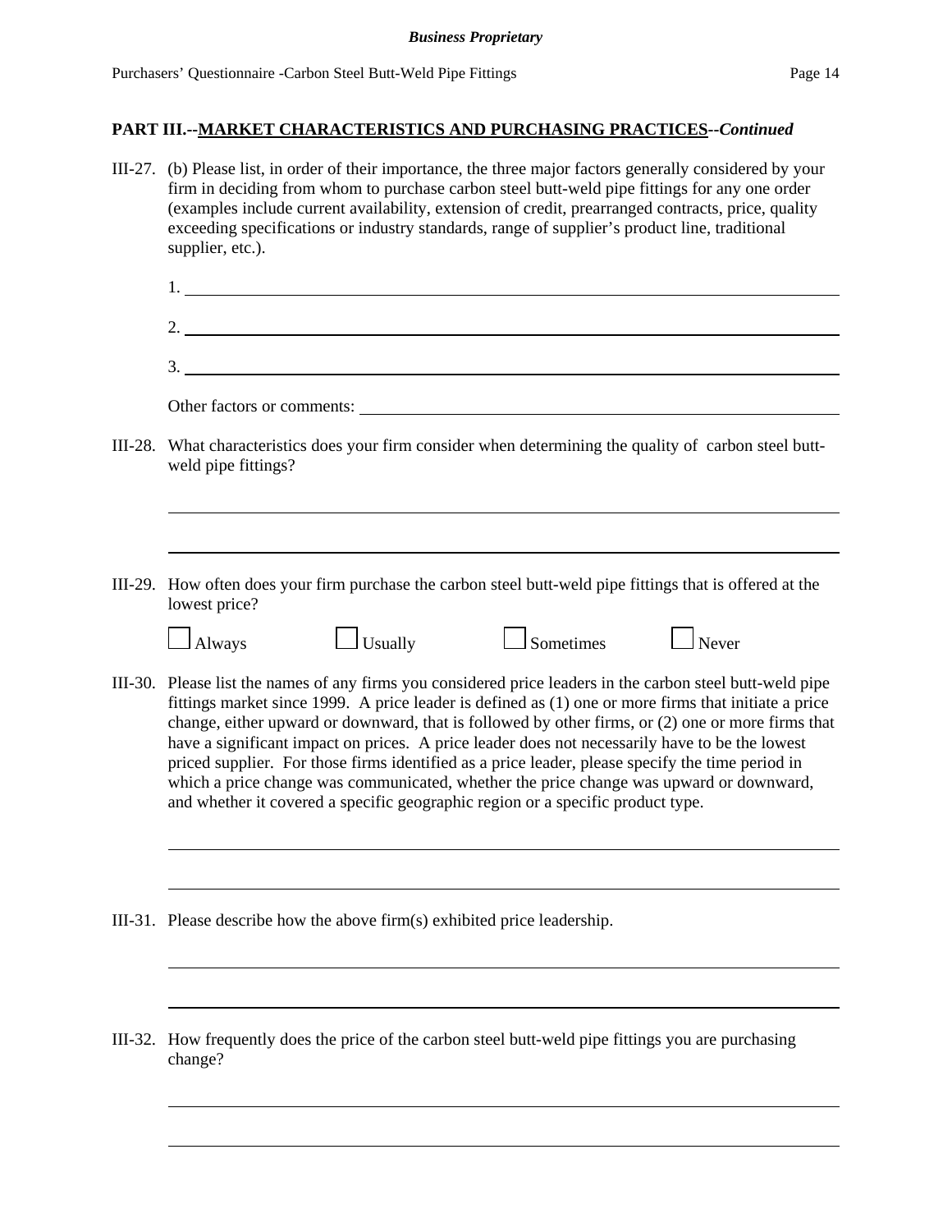## PART III.--MARKET CHARACTERISTICS AND PURCHASING PRACTICES--*Continued*

III-27. (b) Please list, in order of their importance, the three major factors generally considered by your firm in deciding from whom to purchase carbon steel butt-weld pipe fittings for any one order (examples include current availability, extension of credit, prearranged contracts, price, quality exceeding specifications or industry standards, range of supplier's product line, traditional supplier, etc.).

1. \_\_\_\_\_\_\_\_\_\_\_\_\_\_\_\_\_\_\_\_\_\_\_\_\_\_\_\_\_\_\_\_\_\_\_\_\_\_\_\_

2. \_\_\_\_\_\_\_\_\_\_\_\_\_\_\_\_\_\_\_\_\_\_\_\_\_\_\_\_\_\_\_\_\_\_\_\_\_\_\_\_

3. \_\_\_\_\_\_\_\_\_\_\_\_\_\_\_\_\_\_\_\_\_\_\_\_\_\_\_\_\_\_\_\_\_\_\_\_\_\_\_\_

Other factors or comments: \_\_\_\_\_\_\_\_\_\_\_\_\_\_\_\_\_\_\_\_\_\_\_\_\_\_\_\_\_\_

III-28. What characteristics does your firm consider when determining the quality of carbon steel butt-weld pipe fittings?

\_\_\_\_\_\_\_\_\_\_\_\_\_\_\_\_\_\_\_\_\_\_\_\_\_\_\_\_\_\_\_\_\_\_\_\_\_\_\_\_

\_\_\_\_\_\_\_\_\_\_\_\_\_\_\_\_\_\_\_\_\_\_\_\_\_\_\_\_\_\_\_\_\_\_\_\_\_\_\_\_

III-29. How often does your firm purchase the carbon steel butt-weld pipe fittings that is offered at the lowest price?

☐ Always ☐ Usually ☐ Sometimes ☐ Never

III-30. Please list the names of any firms you considered price leaders in the carbon steel butt-weld pipe fittings market since 1999. A price leader is defined as (1) one or more firms that initiate a price change, either upward or downward, that is followed by other firms, or (2) one or more firms that have a significant impact on prices. A price leader does not necessarily have to be the lowest priced supplier. For those firms identified as a price leader, please specify the time period in which a price change was communicated, whether the price change was upward or downward, and whether it covered a specific geographic region or a specific product type.

\_\_\_\_\_\_\_\_\_\_\_\_\_\_\_\_\_\_\_\_\_\_\_\_\_\_\_\_\_\_\_\_\_\_\_\_\_\_\_\_

\_\_\_\_\_\_\_\_\_\_\_\_\_\_\_\_\_\_\_\_\_\_\_\_\_\_\_\_\_\_\_\_\_\_\_\_\_\_\_\_

III-31. Please describe how the above firm(s) exhibited price leadership.

\_\_\_\_\_\_\_\_\_\_\_\_\_\_\_\_\_\_\_\_\_\_\_\_\_\_\_\_\_\_\_\_\_\_\_\_\_\_\_\_

\_\_\_\_\_\_\_\_\_\_\_\_\_\_\_\_\_\_\_\_\_\_\_\_\_\_\_\_\_\_\_\_\_\_\_\_\_\_\_\_

III-32. How frequently does the price of the carbon steel butt-weld pipe fittings you are purchasing change?

\_\_\_\_\_\_\_\_\_\_\_\_\_\_\_\_\_\_\_\_\_\_\_\_\_\_\_\_\_\_\_\_\_\_\_\_\_\_\_\_

\_\_\_\_\_\_\_\_\_\_\_\_\_\_\_\_\_\_\_\_\_\_\_\_\_\_\_\_\_\_\_\_\_\_\_\_\_\_\_\_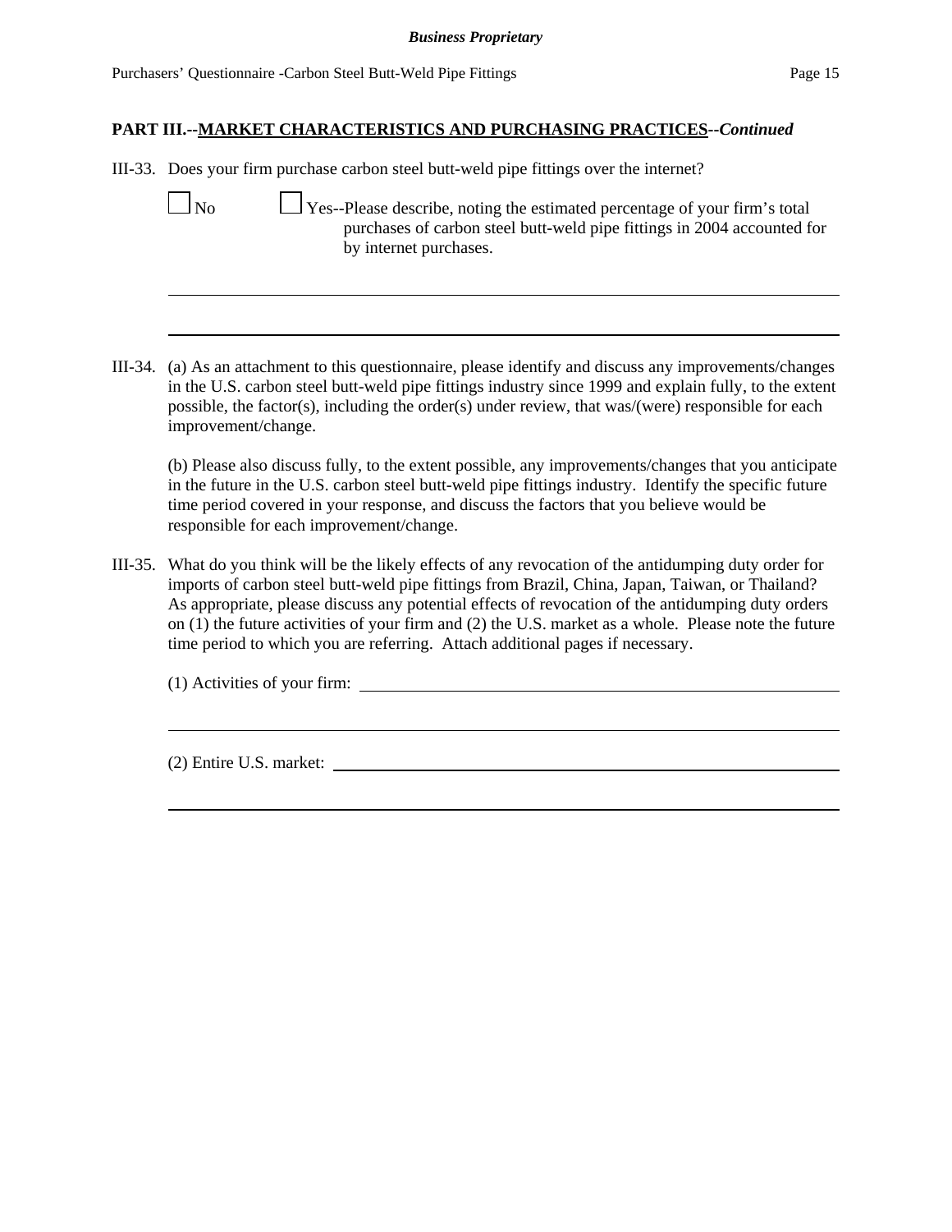## PART III.--MARKET CHARACTERISTICS AND PURCHASING PRACTICES--*Continued*

III-33. Does your firm purchase carbon steel butt-weld pipe fittings over the internet?

☐ No ☐ Yes--Please describe, noting the estimated percentage of your firm's total purchases of carbon steel butt-weld pipe fittings in 2004 accounted for by internet purchases.

______________________________________________________________________

______________________________________________________________________

III-34. (a) As an attachment to this questionnaire, please identify and discuss any improvements/changes in the U.S. carbon steel butt-weld pipe fittings industry since 1999 and explain fully, to the extent possible, the factor(s), including the order(s) under review, that was/(were) responsible for each improvement/change.

(b) Please also discuss fully, to the extent possible, any improvements/changes that you anticipate in the future in the U.S. carbon steel butt-weld pipe fittings industry. Identify the specific future time period covered in your response, and discuss the factors that you believe would be responsible for each improvement/change.

III-35. What do you think will be the likely effects of any revocation of the antidumping duty order for imports of carbon steel butt-weld pipe fittings from Brazil, China, Japan, Taiwan, or Thailand? As appropriate, please discuss any potential effects of revocation of the antidumping duty orders on (1) the future activities of your firm and (2) the U.S. market as a whole. Please note the future time period to which you are referring. Attach additional pages if necessary.

(1) Activities of your firm: ______________________________________________

______________________________________________________________________

(2) Entire U.S. market: _________________________________________________

______________________________________________________________________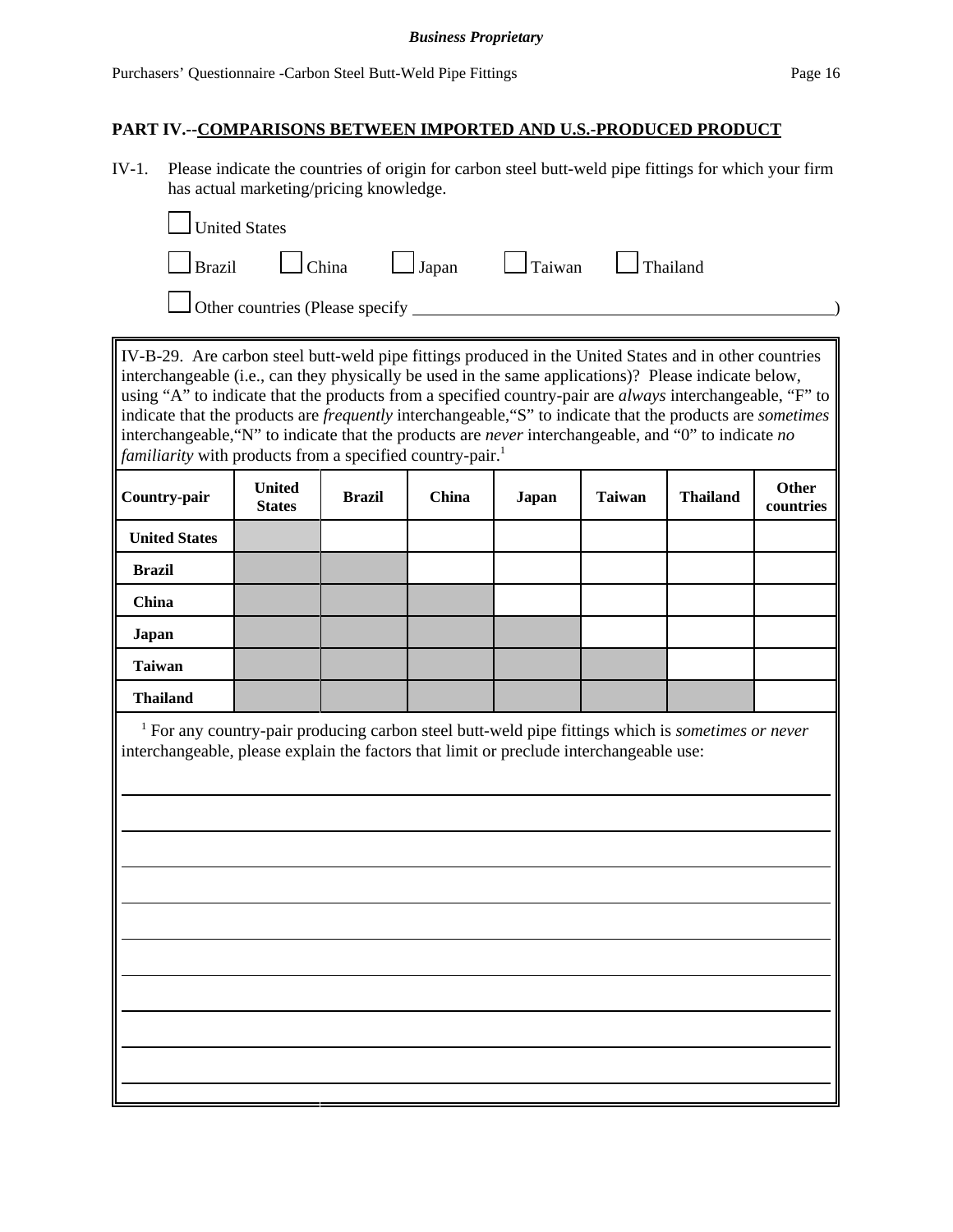## PART IV.--COMPARISONS BETWEEN IMPORTED AND U.S.-PRODUCED PRODUCT

IV-1. Please indicate the countries of origin for carbon steel butt-weld pipe fittings for which your firm has actual marketing/pricing knowledge.

☐ United States

☐ Brazil ☐ China ☐ Japan ☐ Taiwan ☐ Thailand

☐ Other countries (Please specify ________________________________________________)

IV-B-29. Are carbon steel butt-weld pipe fittings produced in the United States and in other countries interchangeable (i.e., can they physically be used in the same applications)? Please indicate below, using "A" to indicate that the products from a specified country-pair are *always* interchangeable, "F" to indicate that the products are *frequently* interchangeable,"S" to indicate that the products are *sometimes* interchangeable,"N" to indicate that the products are *never* interchangeable, and "0" to indicate *no familiarity* with products from a specified country-pair.[1]

| Country-pair | United States | Brazil | China | Japan | Taiwan | Thailand | Other countries |
|---|---|---|---|---|---|---|---|
| United States | | | | | | | |
| Brazil | | | | | | | |
| China | | | | | | | |
| Japan | | | | | | | |
| Taiwan | | | | | | | |
| Thailand | | | | | | | |

[1] For any country-pair producing carbon steel butt-weld pipe fittings which is *sometimes or never* interchangeable, please explain the factors that limit or preclude interchangeable use:

______________________________________________________________________

______________________________________________________________________

______________________________________________________________________

______________________________________________________________________

______________________________________________________________________

______________________________________________________________________

______________________________________________________________________

______________________________________________________________________

______________________________________________________________________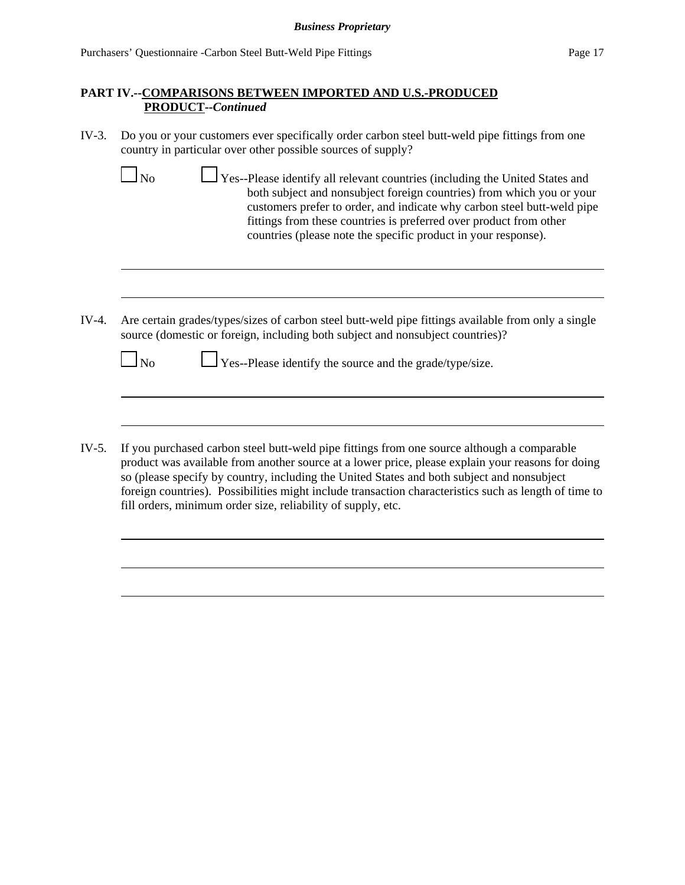## PART IV.--COMPARISONS BETWEEN IMPORTED AND U.S.-PRODUCED PRODUCT--*Continued*

IV-3. Do you or your customers ever specifically order carbon steel butt-weld pipe fittings from one country in particular over other possible sources of supply?

☐ No ☐ Yes--Please identify all relevant countries (including the United States and both subject and nonsubject foreign countries) from which you or your customers prefer to order, and indicate why carbon steel butt-weld pipe fittings from these countries is preferred over product from other countries (please note the specific product in your response).

______________________________________________________________________________

______________________________________________________________________________

IV-4. Are certain grades/types/sizes of carbon steel butt-weld pipe fittings available from only a single source (domestic or foreign, including both subject and nonsubject countries)?

☐ No ☐ Yes--Please identify the source and the grade/type/size.

______________________________________________________________________________

______________________________________________________________________________

IV-5. If you purchased carbon steel butt-weld pipe fittings from one source although a comparable product was available from another source at a lower price, please explain your reasons for doing so (please specify by country, including the United States and both subject and nonsubject foreign countries). Possibilities might include transaction characteristics such as length of time to fill orders, minimum order size, reliability of supply, etc.

______________________________________________________________________________

______________________________________________________________________________

______________________________________________________________________________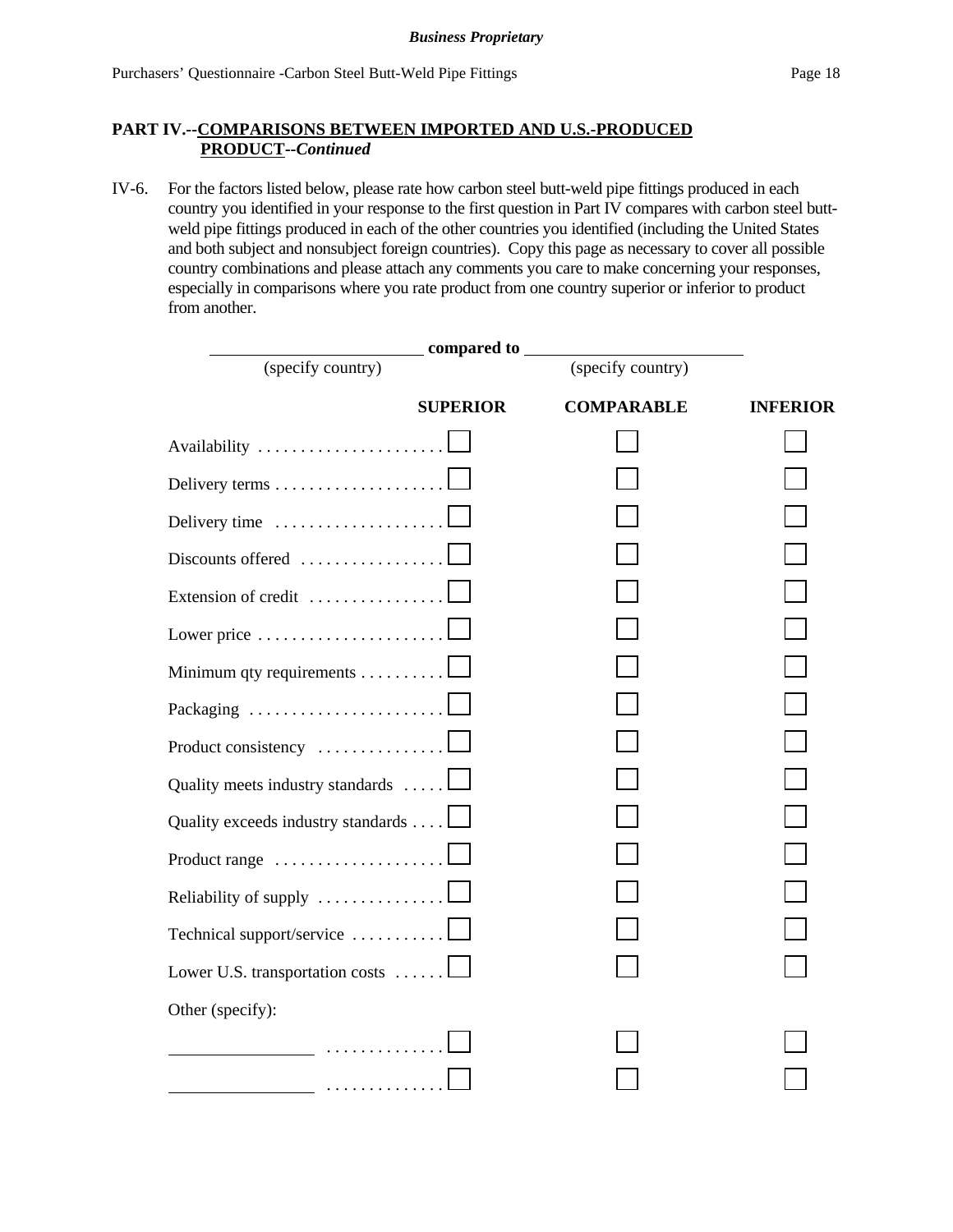**PART IV.--COMPARISONS BETWEEN IMPORTED AND U.S.-PRODUCED PRODUCT--*Continued***

IV-6. For the factors listed below, please rate how carbon steel butt-weld pipe fittings produced in each country you identified in your response to the first question in Part IV compares with carbon steel butt-weld pipe fittings produced in each of the other countries you identified (including the United States and both subject and nonsubject foreign countries). Copy this page as necessary to cover all possible country combinations and please attach any comments you care to make concerning your responses, especially in comparisons where you rate product from one country superior or inferior to product from another.

\_\_\_\_\_\_\_\_\_\_\_\_\_\_\_\_\_\_\_\_ **compared to** \_\_\_\_\_\_\_\_\_\_\_\_\_\_\_\_\_\_\_\_
(specify country) (specify country)

| | SUPERIOR | COMPARABLE | INFERIOR |
|---|---|---|---|
| Availability | ☐ | ☐ | ☐ |
| Delivery terms | ☐ | ☐ | ☐ |
| Delivery time | ☐ | ☐ | ☐ |
| Discounts offered | ☐ | ☐ | ☐ |
| Extension of credit | ☐ | ☐ | ☐ |
| Lower price | ☐ | ☐ | ☐ |
| Minimum qty requirements | ☐ | ☐ | ☐ |
| Packaging | ☐ | ☐ | ☐ |
| Product consistency | ☐ | ☐ | ☐ |
| Quality meets industry standards | ☐ | ☐ | ☐ |
| Quality exceeds industry standards | ☐ | ☐ | ☐ |
| Product range | ☐ | ☐ | ☐ |
| Reliability of supply | ☐ | ☐ | ☐ |
| Technical support/service | ☐ | ☐ | ☐ |
| Lower U.S. transportation costs | ☐ | ☐ | ☐ |
| Other (specify): | | | |
| \_\_\_\_\_\_\_\_\_\_\_\_ | ☐ | ☐ | ☐ |
| \_\_\_\_\_\_\_\_\_\_\_\_ | ☐ | ☐ | ☐ |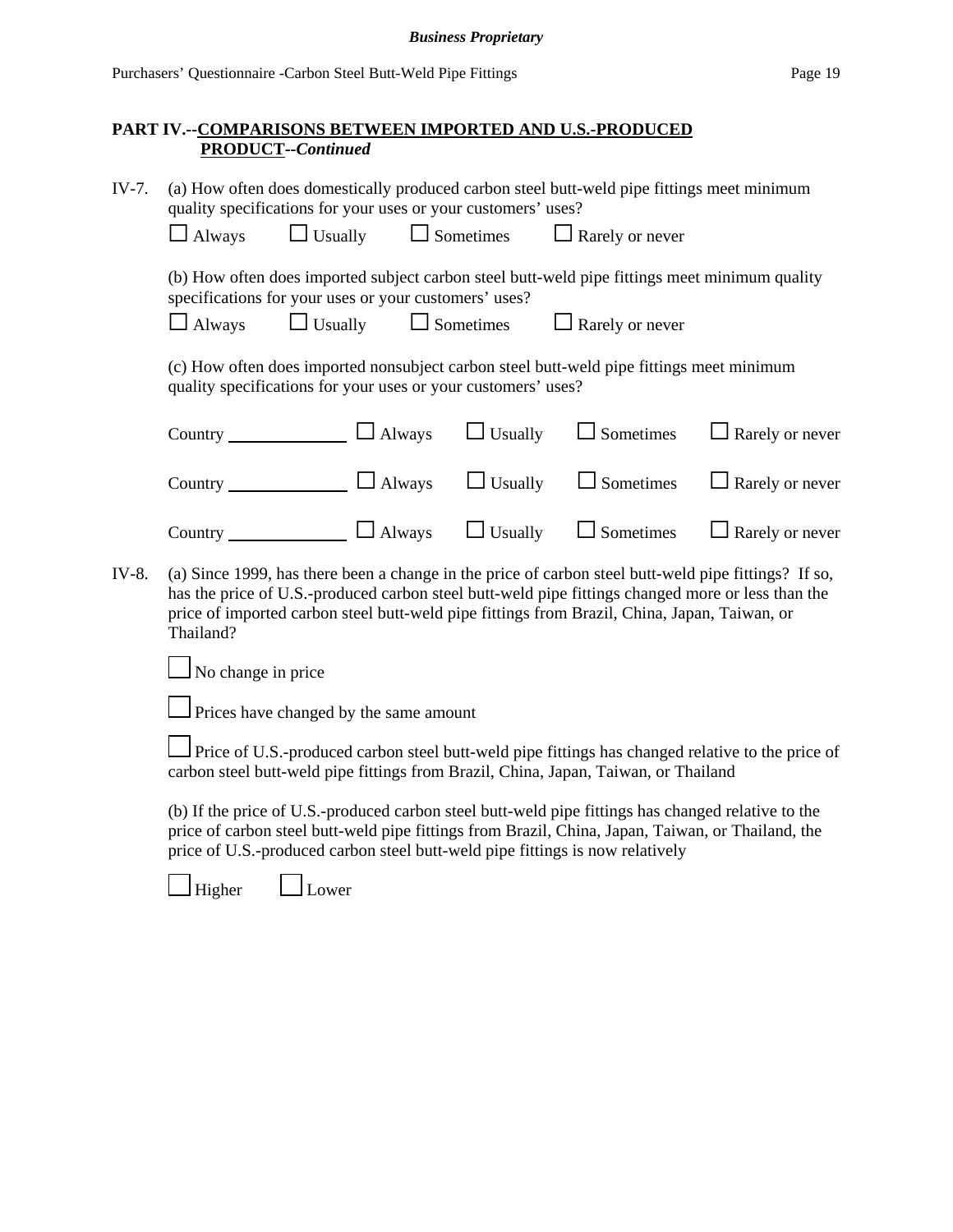**PART IV.--COMPARISONS BETWEEN IMPORTED AND U.S.-PRODUCED PRODUCT--*Continued***

IV-7. (a) How often does domestically produced carbon steel butt-weld pipe fittings meet minimum quality specifications for your uses or your customers' uses?

☐ Always ☐ Usually ☐ Sometimes ☐ Rarely or never

(b) How often does imported subject carbon steel butt-weld pipe fittings meet minimum quality specifications for your uses or your customers' uses?

☐ Always ☐ Usually ☐ Sometimes ☐ Rarely or never

(c) How often does imported nonsubject carbon steel butt-weld pipe fittings meet minimum quality specifications for your uses or your customers' uses?

Country ______________ ☐ Always ☐ Usually ☐ Sometimes ☐ Rarely or never

Country ______________ ☐ Always ☐ Usually ☐ Sometimes ☐ Rarely or never

Country ______________ ☐ Always ☐ Usually ☐ Sometimes ☐ Rarely or never

IV-8. (a) Since 1999, has there been a change in the price of carbon steel butt-weld pipe fittings? If so, has the price of U.S.-produced carbon steel butt-weld pipe fittings changed more or less than the price of imported carbon steel butt-weld pipe fittings from Brazil, China, Japan, Taiwan, or Thailand?

☐ No change in price

☐ Prices have changed by the same amount

☐ Price of U.S.-produced carbon steel butt-weld pipe fittings has changed relative to the price of carbon steel butt-weld pipe fittings from Brazil, China, Japan, Taiwan, or Thailand

(b) If the price of U.S.-produced carbon steel butt-weld pipe fittings has changed relative to the price of carbon steel butt-weld pipe fittings from Brazil, China, Japan, Taiwan, or Thailand, the price of U.S.-produced carbon steel butt-weld pipe fittings is now relatively

☐ Higher ☐ Lower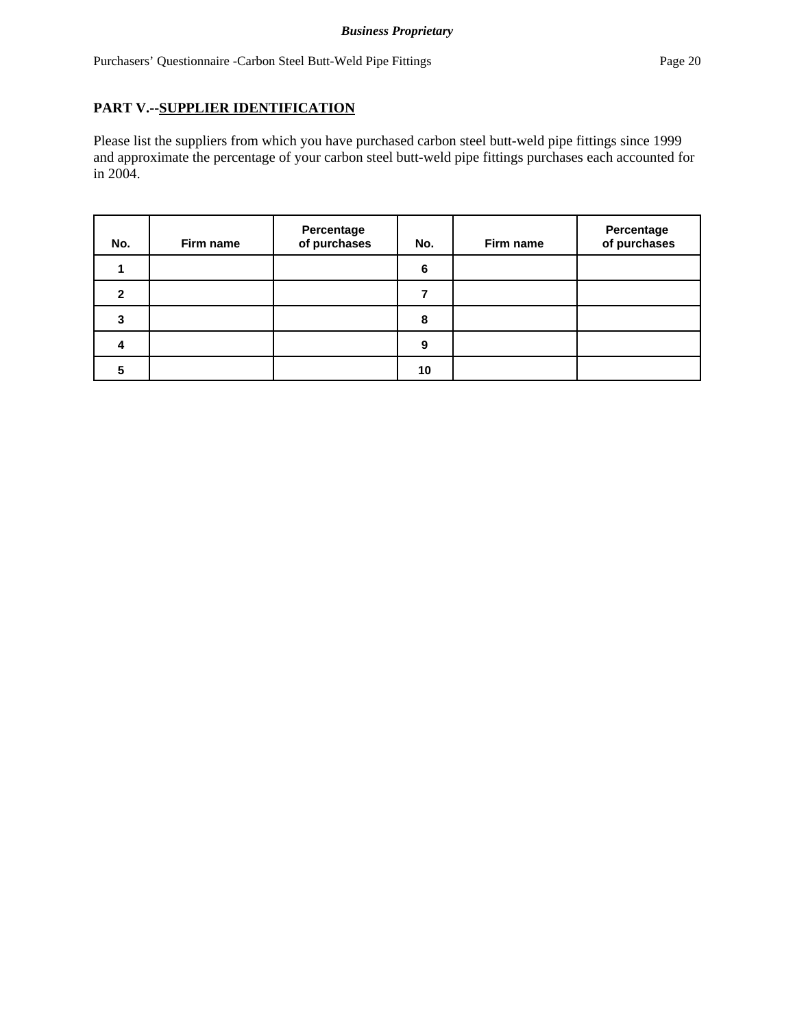## PART V.--SUPPLIER IDENTIFICATION

Please list the suppliers from which you have purchased carbon steel butt-weld pipe fittings since 1999 and approximate the percentage of your carbon steel butt-weld pipe fittings purchases each accounted for in 2004.

| No. | Firm name | Percentage of purchases | No. | Firm name | Percentage of purchases |
|---|---|---|---|---|---|
| 1 | | | 6 | | |
| 2 | | | 7 | | |
| 3 | | | 8 | | |
| 4 | | | 9 | | |
| 5 | | | 10 | | |